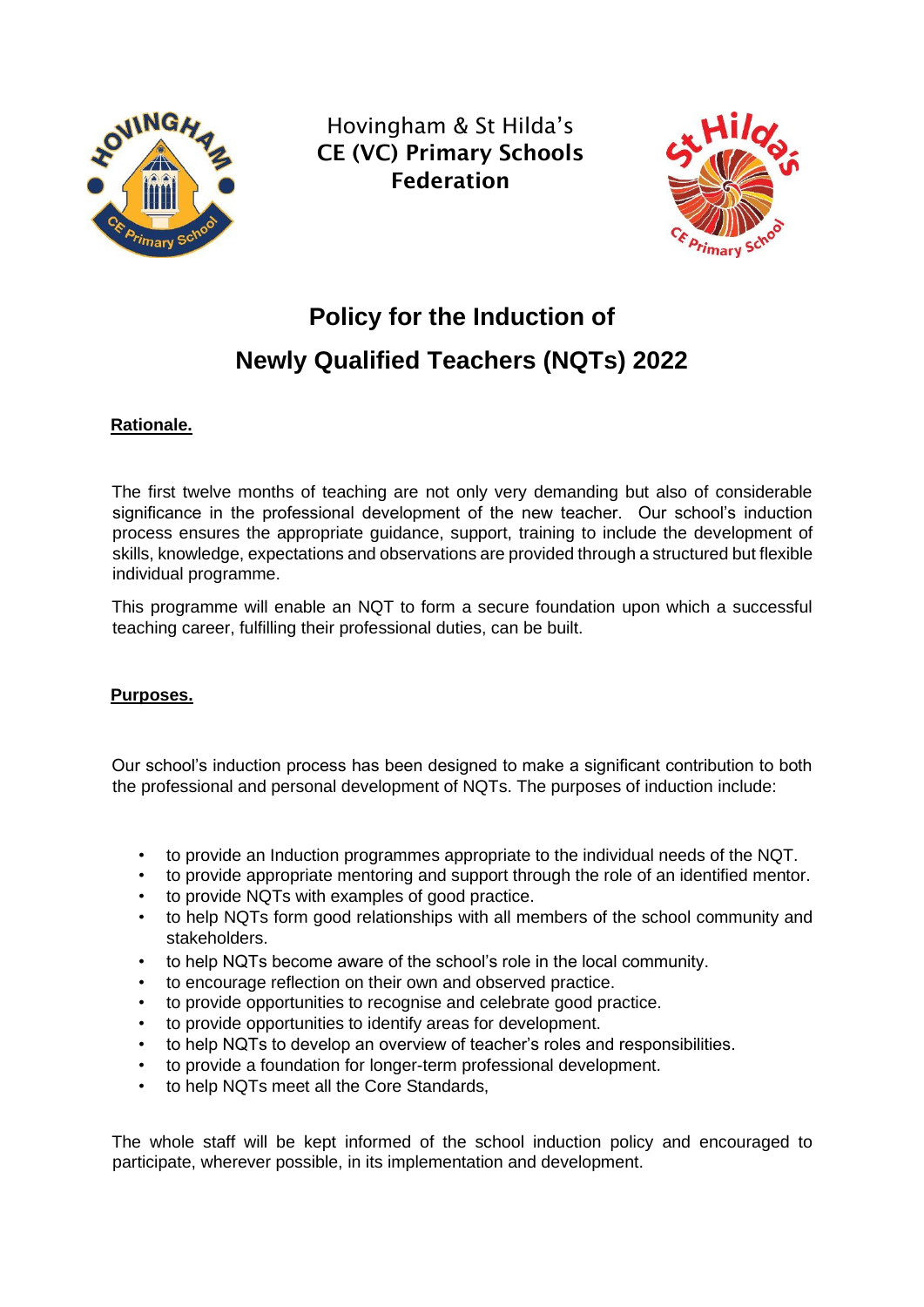Hovingham & St Hilda's
**CE (VC) Primary Schools Federation**

# Policy for the Induction of Newly Qualified Teachers (NQTs) 2022

## Rationale.

The first twelve months of teaching are not only very demanding but also of considerable significance in the professional development of the new teacher. Our school's induction process ensures the appropriate guidance, support, training to include the development of skills, knowledge, expectations and observations are provided through a structured but flexible individual programme.

This programme will enable an NQT to form a secure foundation upon which a successful teaching career, fulfilling their professional duties, can be built.

## Purposes.

Our school's induction process has been designed to make a significant contribution to both the professional and personal development of NQTs. The purposes of induction include:

- to provide an Induction programmes appropriate to the individual needs of the NQT.
- to provide appropriate mentoring and support through the role of an identified mentor.
- to provide NQTs with examples of good practice.
- to help NQTs form good relationships with all members of the school community and stakeholders.
- to help NQTs become aware of the school's role in the local community.
- to encourage reflection on their own and observed practice.
- to provide opportunities to recognise and celebrate good practice.
- to provide opportunities to identify areas for development.
- to help NQTs to develop an overview of teacher's roles and responsibilities.
- to provide a foundation for longer-term professional development.
- to help NQTs meet all the Core Standards,

The whole staff will be kept informed of the school induction policy and encouraged to participate, wherever possible, in its implementation and development.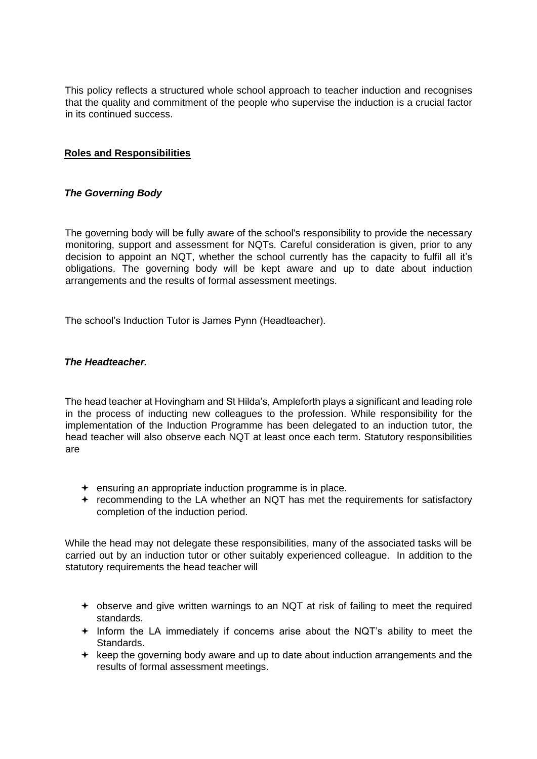This policy reflects a structured whole school approach to teacher induction and recognises that the quality and commitment of the people who supervise the induction is a crucial factor in its continued success.

## Roles and Responsibilities

### *The Governing Body*

The governing body will be fully aware of the school's responsibility to provide the necessary monitoring, support and assessment for NQTs. Careful consideration is given, prior to any decision to appoint an NQT, whether the school currently has the capacity to fulfil all it's obligations. The governing body will be kept aware and up to date about induction arrangements and the results of formal assessment meetings.

The school's Induction Tutor is James Pynn (Headteacher).

### *The Headteacher.*

The head teacher at Hovingham and St Hilda's, Ampleforth plays a significant and leading role in the process of inducting new colleagues to the profession. While responsibility for the implementation of the Induction Programme has been delegated to an induction tutor, the head teacher will also observe each NQT at least once each term. Statutory responsibilities are

- ensuring an appropriate induction programme is in place.
- recommending to the LA whether an NQT has met the requirements for satisfactory completion of the induction period.

While the head may not delegate these responsibilities, many of the associated tasks will be carried out by an induction tutor or other suitably experienced colleague. In addition to the statutory requirements the head teacher will

- observe and give written warnings to an NQT at risk of failing to meet the required standards.
- Inform the LA immediately if concerns arise about the NQT's ability to meet the Standards.
- keep the governing body aware and up to date about induction arrangements and the results of formal assessment meetings.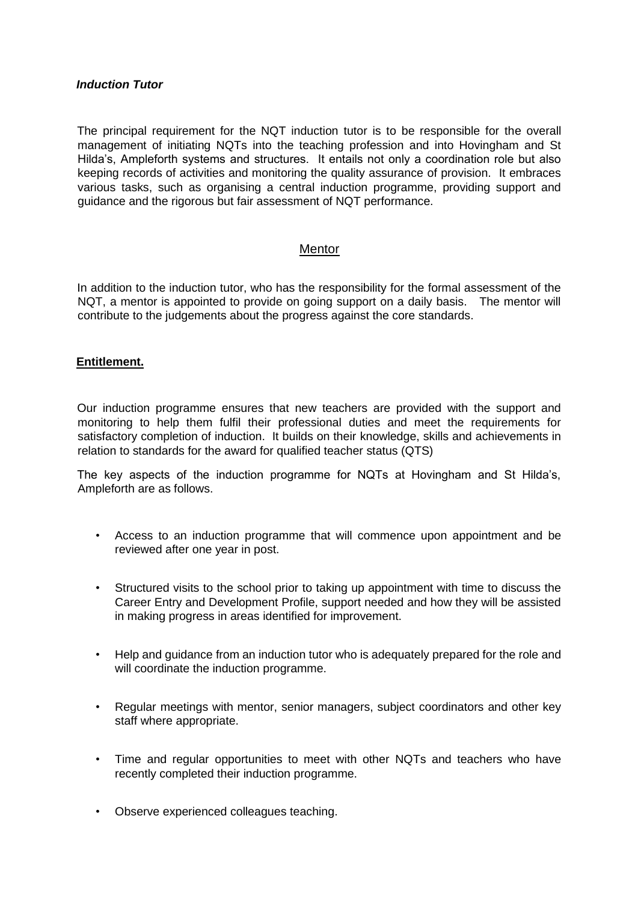***Induction Tutor***

The principal requirement for the NQT induction tutor is to be responsible for the overall management of initiating NQTs into the teaching profession and into Hovingham and St Hilda's, Ampleforth systems and structures. It entails not only a coordination role but also keeping records of activities and monitoring the quality assurance of provision. It embraces various tasks, such as organising a central induction programme, providing support and guidance and the rigorous but fair assessment of NQT performance.

## Mentor

In addition to the induction tutor, who has the responsibility for the formal assessment of the NQT, a mentor is appointed to provide on going support on a daily basis. The mentor will contribute to the judgements about the progress against the core standards.

## **Entitlement.**

Our induction programme ensures that new teachers are provided with the support and monitoring to help them fulfil their professional duties and meet the requirements for satisfactory completion of induction. It builds on their knowledge, skills and achievements in relation to standards for the award for qualified teacher status (QTS)

The key aspects of the induction programme for NQTs at Hovingham and St Hilda's, Ampleforth are as follows.

- Access to an induction programme that will commence upon appointment and be reviewed after one year in post.
- Structured visits to the school prior to taking up appointment with time to discuss the Career Entry and Development Profile, support needed and how they will be assisted in making progress in areas identified for improvement.
- Help and guidance from an induction tutor who is adequately prepared for the role and will coordinate the induction programme.
- Regular meetings with mentor, senior managers, subject coordinators and other key staff where appropriate.
- Time and regular opportunities to meet with other NQTs and teachers who have recently completed their induction programme.
- Observe experienced colleagues teaching.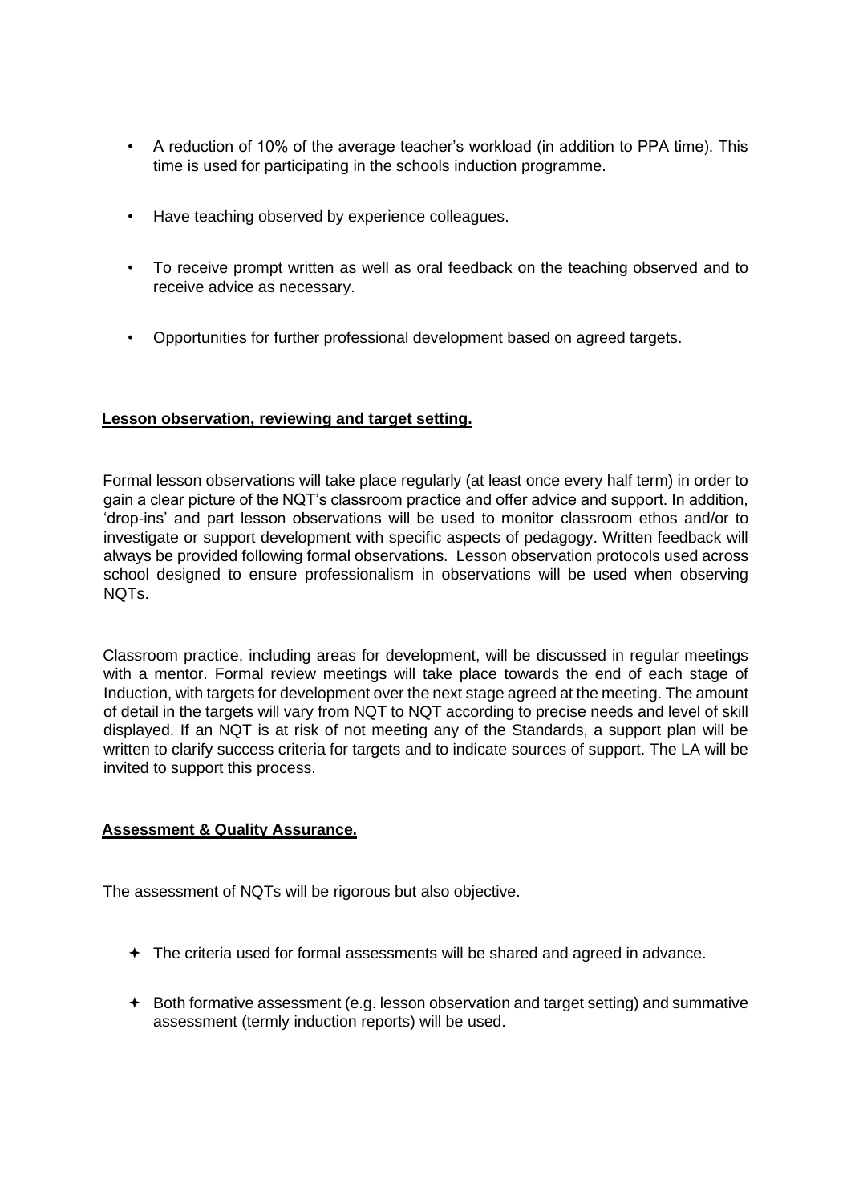- A reduction of 10% of the average teacher's workload (in addition to PPA time). This time is used for participating in the schools induction programme.
- Have teaching observed by experience colleagues.
- To receive prompt written as well as oral feedback on the teaching observed and to receive advice as necessary.
- Opportunities for further professional development based on agreed targets.

**Lesson observation, reviewing and target setting.**

Formal lesson observations will take place regularly (at least once every half term) in order to gain a clear picture of the NQT's classroom practice and offer advice and support. In addition, 'drop-ins' and part lesson observations will be used to monitor classroom ethos and/or to investigate or support development with specific aspects of pedagogy. Written feedback will always be provided following formal observations. Lesson observation protocols used across school designed to ensure professionalism in observations will be used when observing NQTs.

Classroom practice, including areas for development, will be discussed in regular meetings with a mentor. Formal review meetings will take place towards the end of each stage of Induction, with targets for development over the next stage agreed at the meeting. The amount of detail in the targets will vary from NQT to NQT according to precise needs and level of skill displayed. If an NQT is at risk of not meeting any of the Standards, a support plan will be written to clarify success criteria for targets and to indicate sources of support. The LA will be invited to support this process.

**Assessment & Quality Assurance.**

The assessment of NQTs will be rigorous but also objective.

- The criteria used for formal assessments will be shared and agreed in advance.
- Both formative assessment (e.g. lesson observation and target setting) and summative assessment (termly induction reports) will be used.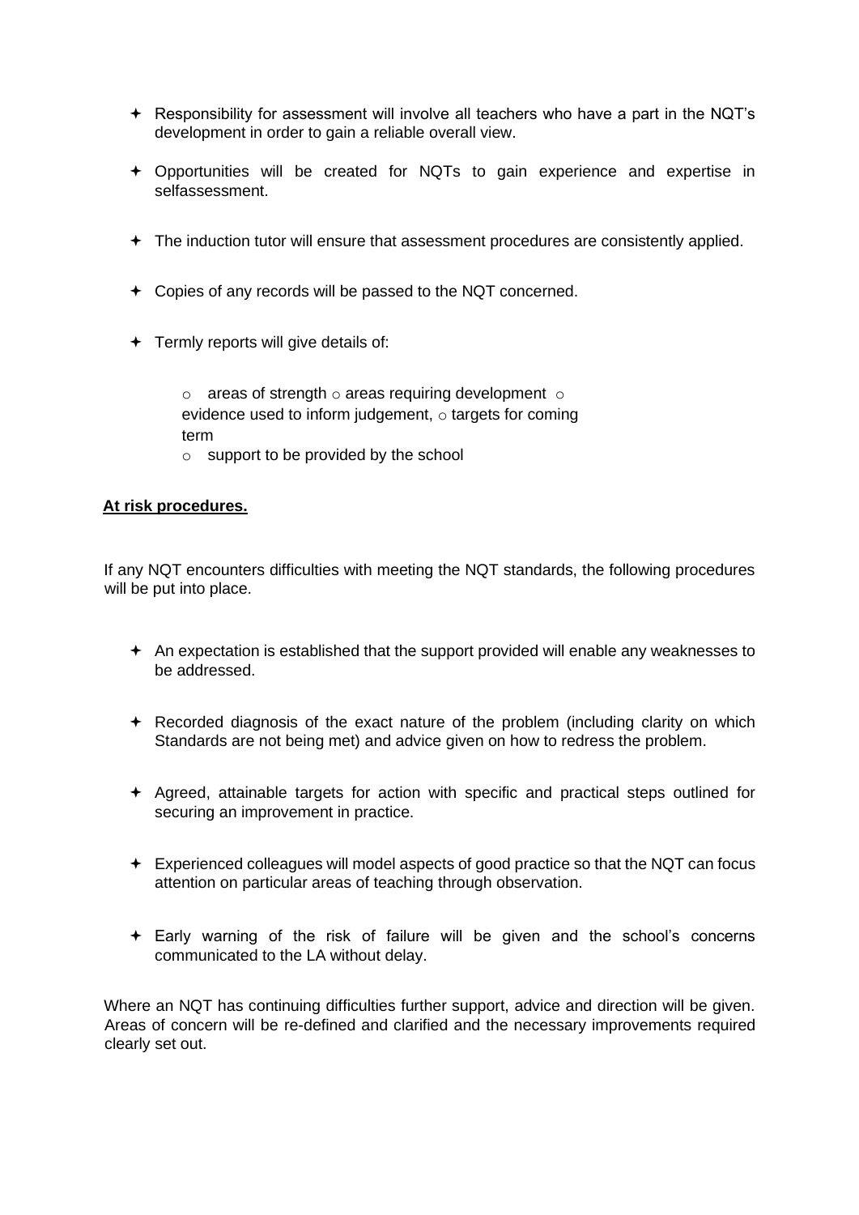- Responsibility for assessment will involve all teachers who have a part in the NQT's development in order to gain a reliable overall view.

- Opportunities will be created for NQTs to gain experience and expertise in selfassessment.

- The induction tutor will ensure that assessment procedures are consistently applied.

- Copies of any records will be passed to the NQT concerned.

- Termly reports will give details of:
  - areas of strength
  - areas requiring development
  - evidence used to inform judgement,
  - targets for coming term
  - support to be provided by the school

**At risk procedures.**

If any NQT encounters difficulties with meeting the NQT standards, the following procedures will be put into place.

- An expectation is established that the support provided will enable any weaknesses to be addressed.

- Recorded diagnosis of the exact nature of the problem (including clarity on which Standards are not being met) and advice given on how to redress the problem.

- Agreed, attainable targets for action with specific and practical steps outlined for securing an improvement in practice.

- Experienced colleagues will model aspects of good practice so that the NQT can focus attention on particular areas of teaching through observation.

- Early warning of the risk of failure will be given and the school's concerns communicated to the LA without delay.

Where an NQT has continuing difficulties further support, advice and direction will be given. Areas of concern will be re-defined and clarified and the necessary improvements required clearly set out.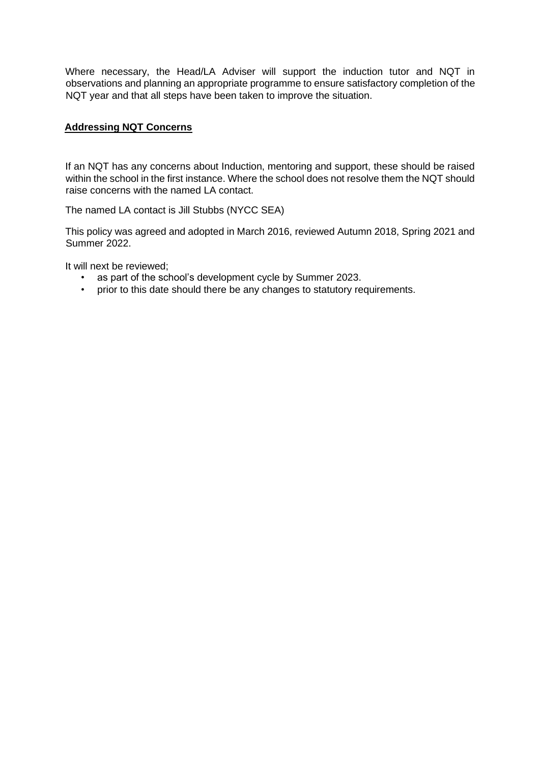Where necessary, the Head/LA Adviser will support the induction tutor and NQT in observations and planning an appropriate programme to ensure satisfactory completion of the NQT year and that all steps have been taken to improve the situation.

**Addressing NQT Concerns**

If an NQT has any concerns about Induction, mentoring and support, these should be raised within the school in the first instance. Where the school does not resolve them the NQT should raise concerns with the named LA contact.

The named LA contact is Jill Stubbs (NYCC SEA)

This policy was agreed and adopted in March 2016, reviewed Autumn 2018, Spring 2021 and Summer 2022.

It will next be reviewed;

- as part of the school's development cycle by Summer 2023.
- prior to this date should there be any changes to statutory requirements.